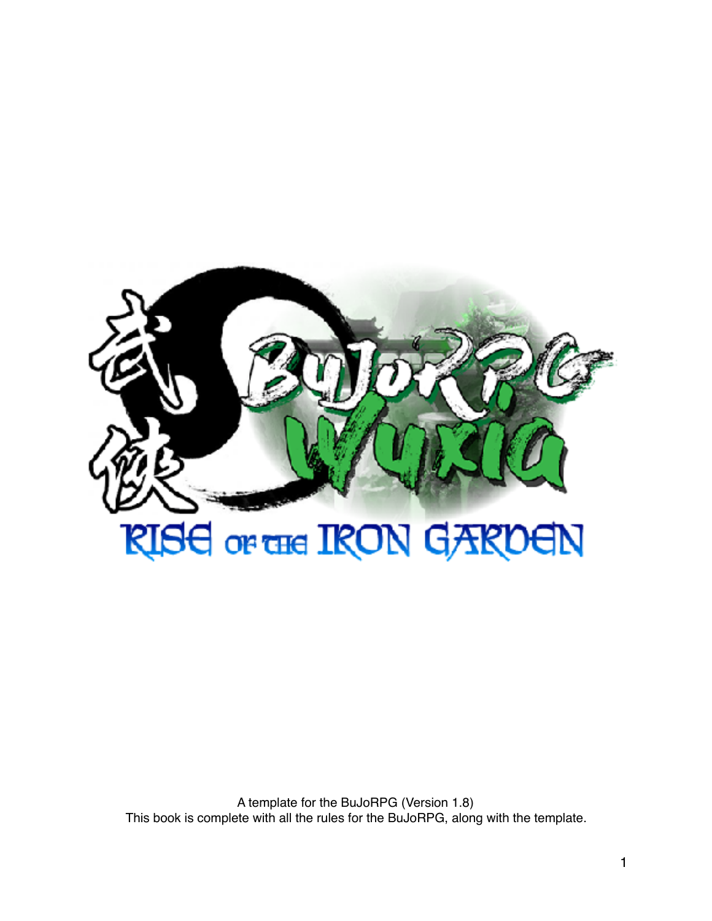# 武俠 BuJoRPG Wuxia

## Rise of the Iron Garden

A template for the BuJoRPG (Version 1.8)
This book is complete with all the rules for the BuJoRPG, along with the template.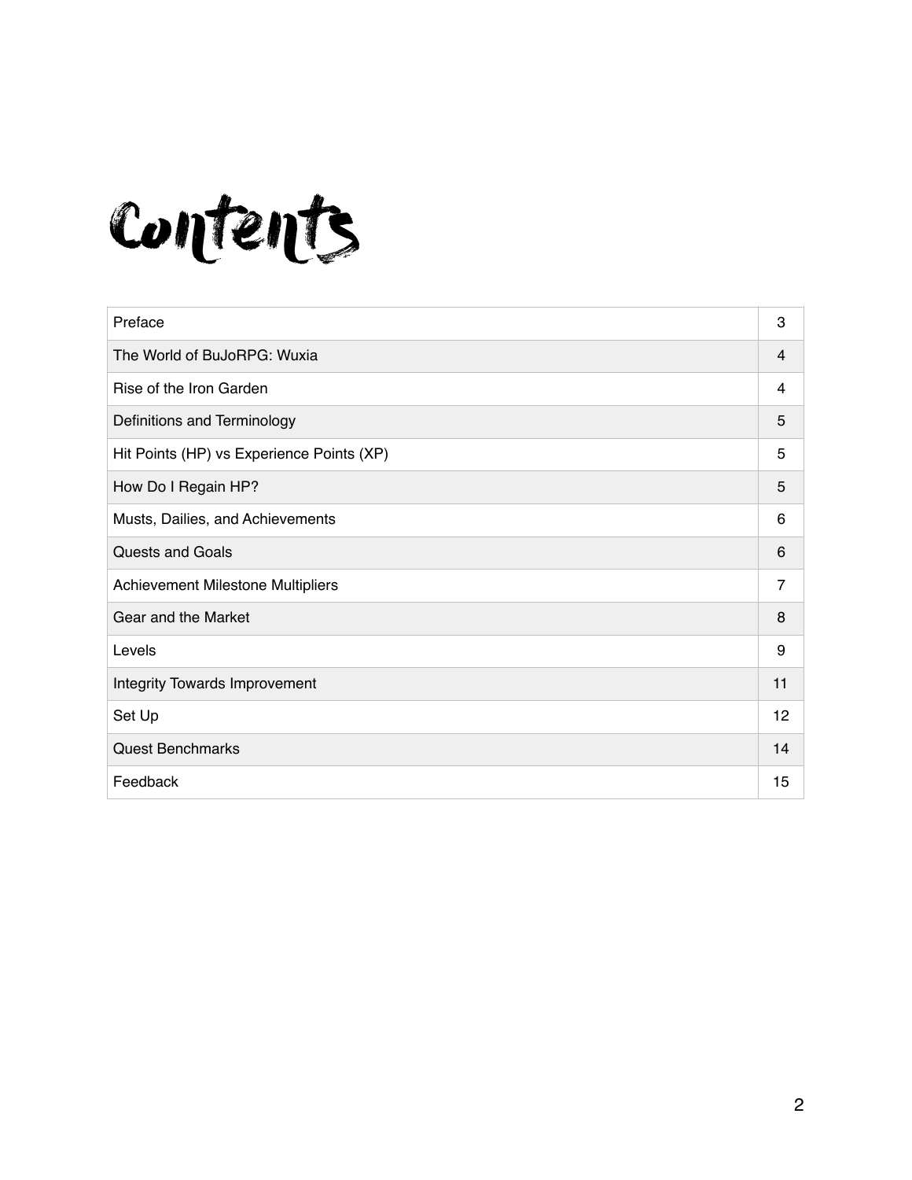# Contents

| | |
|---|---|
| Preface | 3 |
| The World of BuJoRPG: Wuxia | 4 |
| Rise of the Iron Garden | 4 |
| Definitions and Terminology | 5 |
| Hit Points (HP) vs Experience Points (XP) | 5 |
| How Do I Regain HP? | 5 |
| Musts, Dailies, and Achievements | 6 |
| Quests and Goals | 6 |
| Achievement Milestone Multipliers | 7 |
| Gear and the Market | 8 |
| Levels | 9 |
| Integrity Towards Improvement | 11 |
| Set Up | 12 |
| Quest Benchmarks | 14 |
| Feedback | 15 |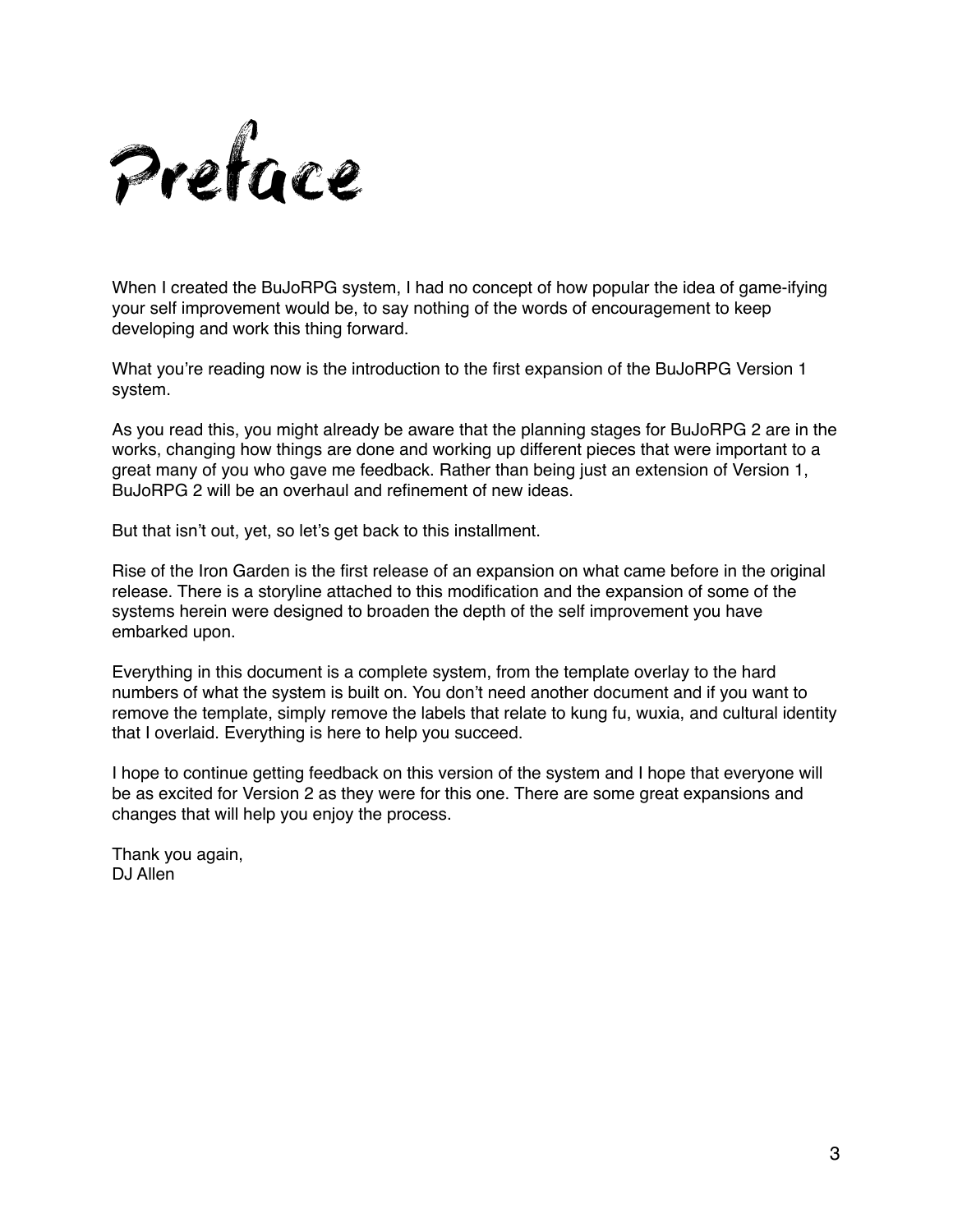# Preface

When I created the BuJoRPG system, I had no concept of how popular the idea of game-ifying your self improvement would be, to say nothing of the words of encouragement to keep developing and work this thing forward.

What you're reading now is the introduction to the first expansion of the BuJoRPG Version 1 system.

As you read this, you might already be aware that the planning stages for BuJoRPG 2 are in the works, changing how things are done and working up different pieces that were important to a great many of you who gave me feedback. Rather than being just an extension of Version 1, BuJoRPG 2 will be an overhaul and refinement of new ideas.

But that isn't out, yet, so let's get back to this installment.

Rise of the Iron Garden is the first release of an expansion on what came before in the original release. There is a storyline attached to this modification and the expansion of some of the systems herein were designed to broaden the depth of the self improvement you have embarked upon.

Everything in this document is a complete system, from the template overlay to the hard numbers of what the system is built on. You don't need another document and if you want to remove the template, simply remove the labels that relate to kung fu, wuxia, and cultural identity that I overlaid. Everything is here to help you succeed.

I hope to continue getting feedback on this version of the system and I hope that everyone will be as excited for Version 2 as they were for this one. There are some great expansions and changes that will help you enjoy the process.

Thank you again,
DJ Allen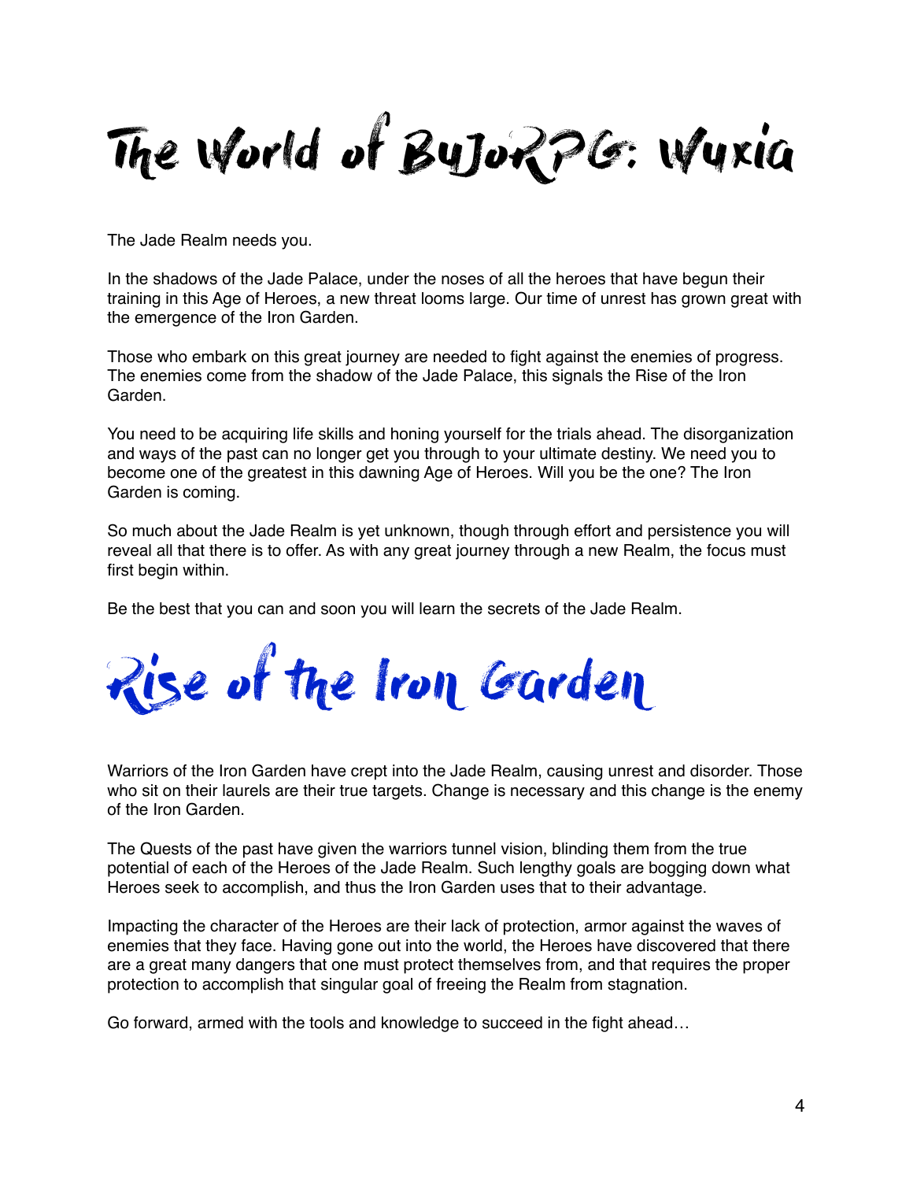# The World of BuJoRPG: Wuxia

The Jade Realm needs you.

In the shadows of the Jade Palace, under the noses of all the heroes that have begun their training in this Age of Heroes, a new threat looms large. Our time of unrest has grown great with the emergence of the Iron Garden.

Those who embark on this great journey are needed to fight against the enemies of progress. The enemies come from the shadow of the Jade Palace, this signals the Rise of the Iron Garden.

You need to be acquiring life skills and honing yourself for the trials ahead. The disorganization and ways of the past can no longer get you through to your ultimate destiny. We need you to become one of the greatest in this dawning Age of Heroes. Will you be the one? The Iron Garden is coming.

So much about the Jade Realm is yet unknown, though through effort and persistence you will reveal all that there is to offer. As with any great journey through a new Realm, the focus must first begin within.

Be the best that you can and soon you will learn the secrets of the Jade Realm.

## Rise of the Iron Garden

Warriors of the Iron Garden have crept into the Jade Realm, causing unrest and disorder. Those who sit on their laurels are their true targets. Change is necessary and this change is the enemy of the Iron Garden.

The Quests of the past have given the warriors tunnel vision, blinding them from the true potential of each of the Heroes of the Jade Realm. Such lengthy goals are bogging down what Heroes seek to accomplish, and thus the Iron Garden uses that to their advantage.

Impacting the character of the Heroes are their lack of protection, armor against the waves of enemies that they face. Having gone out into the world, the Heroes have discovered that there are a great many dangers that one must protect themselves from, and that requires the proper protection to accomplish that singular goal of freeing the Realm from stagnation.

Go forward, armed with the tools and knowledge to succeed in the fight ahead…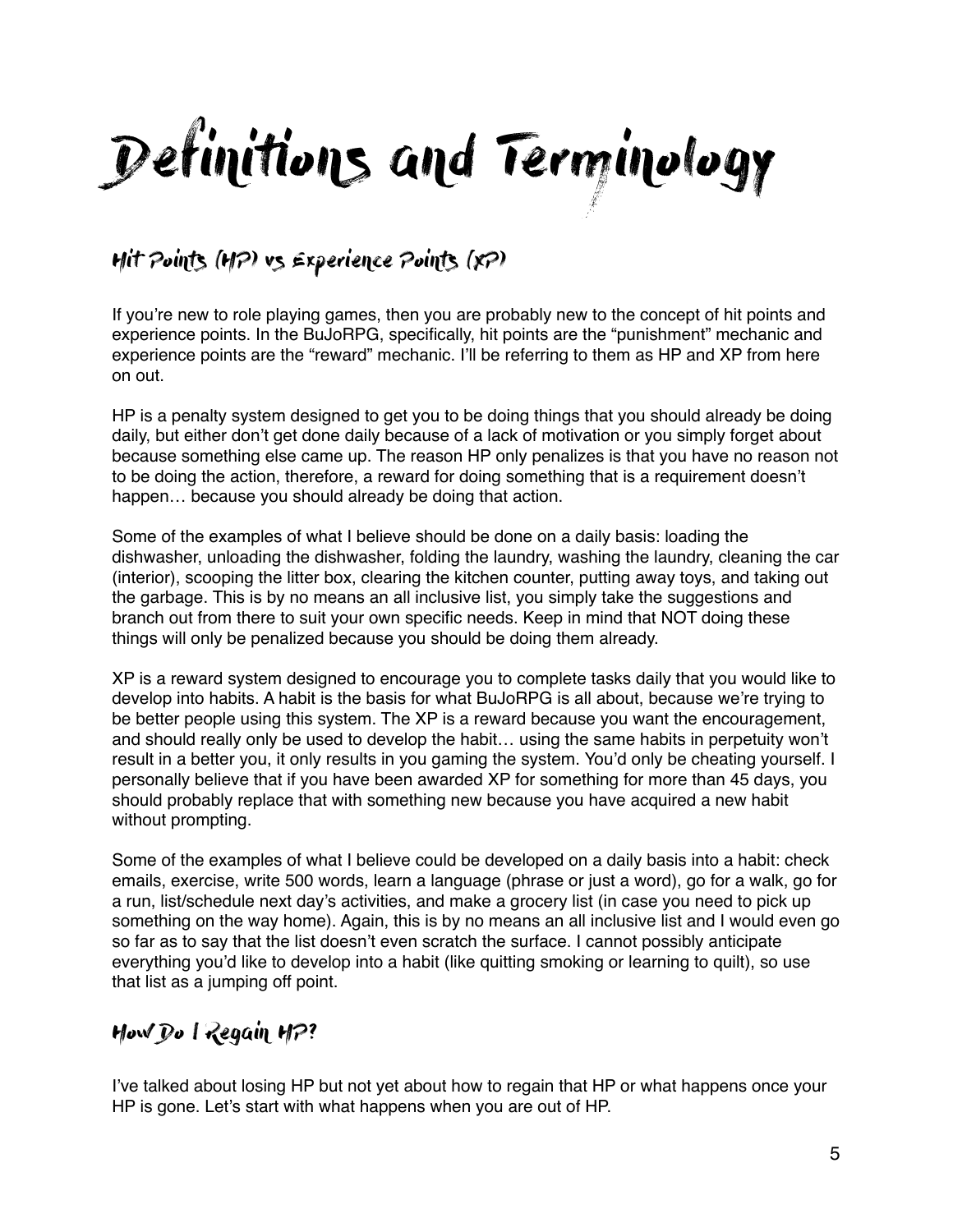# Definitions and Terminology

## Hit Points (HP) vs Experience Points (XP)

If you're new to role playing games, then you are probably new to the concept of hit points and experience points. In the BuJoRPG, specifically, hit points are the "punishment" mechanic and experience points are the "reward" mechanic. I'll be referring to them as HP and XP from here on out.

HP is a penalty system designed to get you to be doing things that you should already be doing daily, but either don't get done daily because of a lack of motivation or you simply forget about because something else came up. The reason HP only penalizes is that you have no reason not to be doing the action, therefore, a reward for doing something that is a requirement doesn't happen… because you should already be doing that action.

Some of the examples of what I believe should be done on a daily basis: loading the dishwasher, unloading the dishwasher, folding the laundry, washing the laundry, cleaning the car (interior), scooping the litter box, clearing the kitchen counter, putting away toys, and taking out the garbage. This is by no means an all inclusive list, you simply take the suggestions and branch out from there to suit your own specific needs. Keep in mind that NOT doing these things will only be penalized because you should be doing them already.

XP is a reward system designed to encourage you to complete tasks daily that you would like to develop into habits. A habit is the basis for what BuJoRPG is all about, because we're trying to be better people using this system. The XP is a reward because you want the encouragement, and should really only be used to develop the habit… using the same habits in perpetuity won't result in a better you, it only results in you gaming the system. You'd only be cheating yourself. I personally believe that if you have been awarded XP for something for more than 45 days, you should probably replace that with something new because you have acquired a new habit without prompting.

Some of the examples of what I believe could be developed on a daily basis into a habit: check emails, exercise, write 500 words, learn a language (phrase or just a word), go for a walk, go for a run, list/schedule next day's activities, and make a grocery list (in case you need to pick up something on the way home). Again, this is by no means an all inclusive list and I would even go so far as to say that the list doesn't even scratch the surface. I cannot possibly anticipate everything you'd like to develop into a habit (like quitting smoking or learning to quilt), so use that list as a jumping off point.

## How Do I Regain HP?

I've talked about losing HP but not yet about how to regain that HP or what happens once your HP is gone. Let's start with what happens when you are out of HP.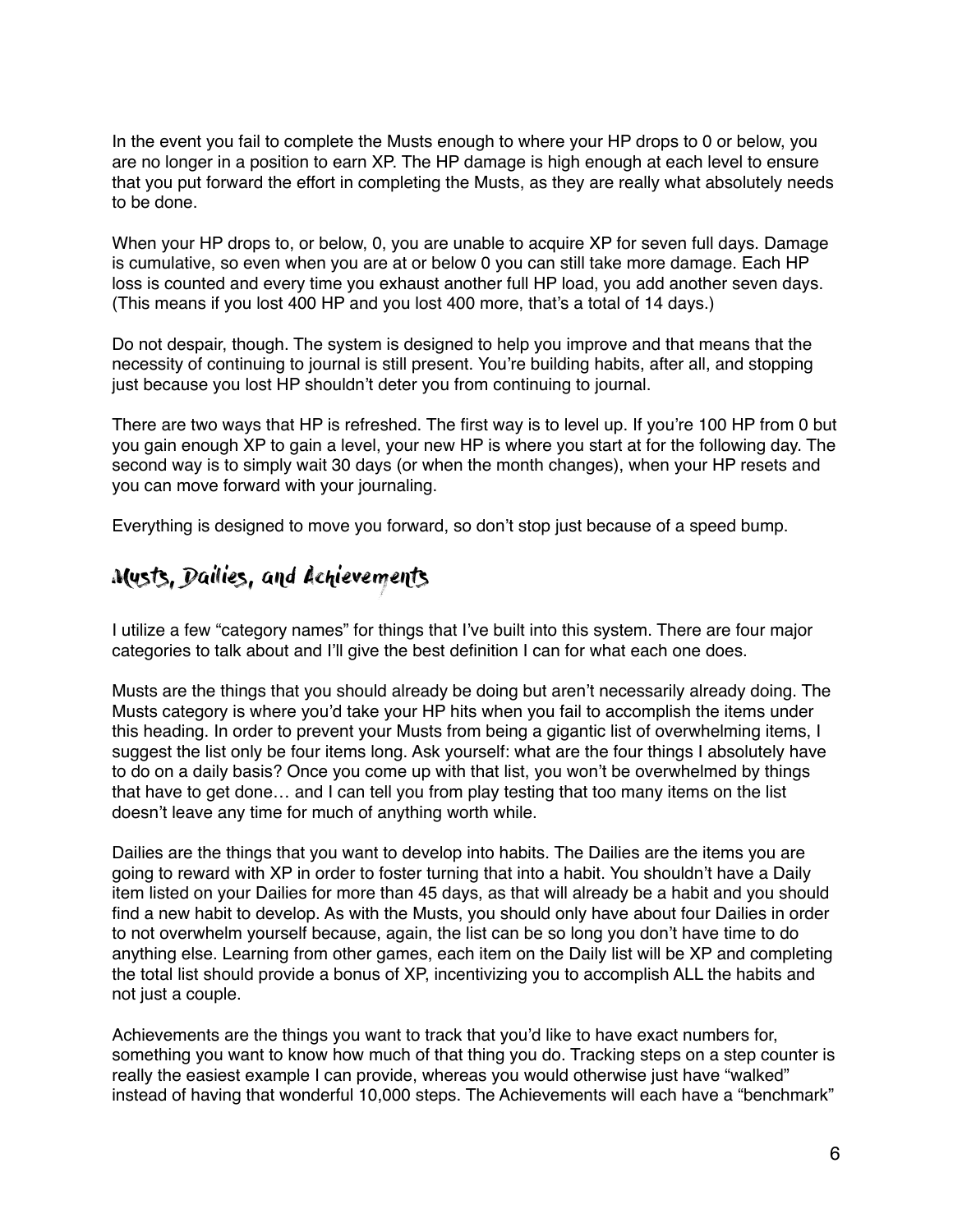In the event you fail to complete the Musts enough to where your HP drops to 0 or below, you are no longer in a position to earn XP. The HP damage is high enough at each level to ensure that you put forward the effort in completing the Musts, as they are really what absolutely needs to be done.

When your HP drops to, or below, 0, you are unable to acquire XP for seven full days. Damage is cumulative, so even when you are at or below 0 you can still take more damage. Each HP loss is counted and every time you exhaust another full HP load, you add another seven days. (This means if you lost 400 HP and you lost 400 more, that's a total of 14 days.)

Do not despair, though. The system is designed to help you improve and that means that the necessity of continuing to journal is still present. You're building habits, after all, and stopping just because you lost HP shouldn't deter you from continuing to journal.

There are two ways that HP is refreshed. The first way is to level up. If you're 100 HP from 0 but you gain enough XP to gain a level, your new HP is where you start at for the following day. The second way is to simply wait 30 days (or when the month changes), when your HP resets and you can move forward with your journaling.

Everything is designed to move you forward, so don't stop just because of a speed bump.

## Musts, Dailies, and Achievements

I utilize a few "category names" for things that I've built into this system. There are four major categories to talk about and I'll give the best definition I can for what each one does.

Musts are the things that you should already be doing but aren't necessarily already doing. The Musts category is where you'd take your HP hits when you fail to accomplish the items under this heading. In order to prevent your Musts from being a gigantic list of overwhelming items, I suggest the list only be four items long. Ask yourself: what are the four things I absolutely have to do on a daily basis? Once you come up with that list, you won't be overwhelmed by things that have to get done… and I can tell you from play testing that too many items on the list doesn't leave any time for much of anything worth while.

Dailies are the things that you want to develop into habits. The Dailies are the items you are going to reward with XP in order to foster turning that into a habit. You shouldn't have a Daily item listed on your Dailies for more than 45 days, as that will already be a habit and you should find a new habit to develop. As with the Musts, you should only have about four Dailies in order to not overwhelm yourself because, again, the list can be so long you don't have time to do anything else. Learning from other games, each item on the Daily list will be XP and completing the total list should provide a bonus of XP, incentivizing you to accomplish ALL the habits and not just a couple.

Achievements are the things you want to track that you'd like to have exact numbers for, something you want to know how much of that thing you do. Tracking steps on a step counter is really the easiest example I can provide, whereas you would otherwise just have "walked" instead of having that wonderful 10,000 steps. The Achievements will each have a "benchmark"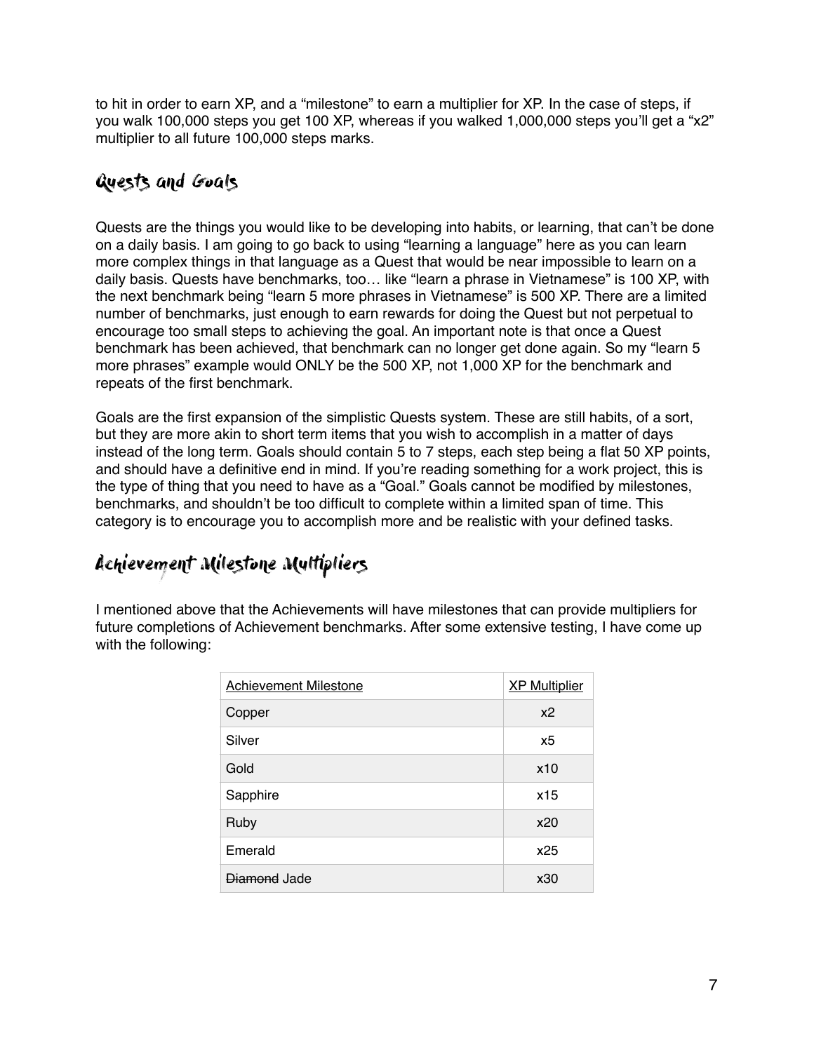to hit in order to earn XP, and a "milestone" to earn a multiplier for XP. In the case of steps, if you walk 100,000 steps you get 100 XP, whereas if you walked 1,000,000 steps you'll get a "x2" multiplier to all future 100,000 steps marks.

## Quests and Goals

Quests are the things you would like to be developing into habits, or learning, that can't be done on a daily basis. I am going to go back to using "learning a language" here as you can learn more complex things in that language as a Quest that would be near impossible to learn on a daily basis. Quests have benchmarks, too… like "learn a phrase in Vietnamese" is 100 XP, with the next benchmark being "learn 5 more phrases in Vietnamese" is 500 XP. There are a limited number of benchmarks, just enough to earn rewards for doing the Quest but not perpetual to encourage too small steps to achieving the goal. An important note is that once a Quest benchmark has been achieved, that benchmark can no longer get done again. So my "learn 5 more phrases" example would ONLY be the 500 XP, not 1,000 XP for the benchmark and repeats of the first benchmark.

Goals are the first expansion of the simplistic Quests system. These are still habits, of a sort, but they are more akin to short term items that you wish to accomplish in a matter of days instead of the long term. Goals should contain 5 to 7 steps, each step being a flat 50 XP points, and should have a definitive end in mind. If you're reading something for a work project, this is the type of thing that you need to have as a "Goal." Goals cannot be modified by milestones, benchmarks, and shouldn't be too difficult to complete within a limited span of time. This category is to encourage you to accomplish more and be realistic with your defined tasks.

## Achievement Milestone Multipliers

I mentioned above that the Achievements will have milestones that can provide multipliers for future completions of Achievement benchmarks. After some extensive testing, I have come up with the following:

| Achievement Milestone | XP Multiplier |
|---|---|
| Copper | x2 |
| Silver | x5 |
| Gold | x10 |
| Sapphire | x15 |
| Ruby | x20 |
| Emerald | x25 |
| ~~Diamond~~ Jade | x30 |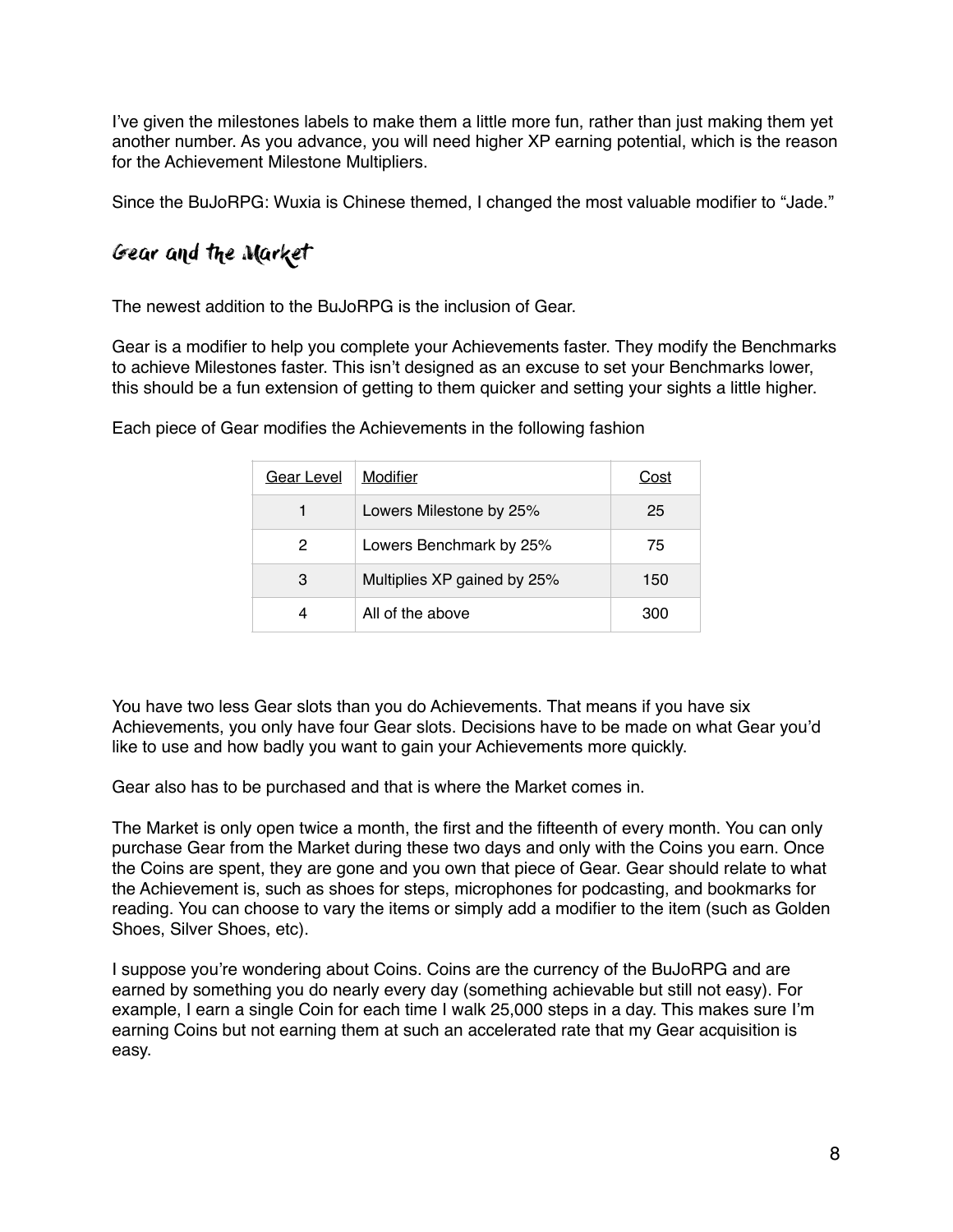I've given the milestones labels to make them a little more fun, rather than just making them yet another number. As you advance, you will need higher XP earning potential, which is the reason for the Achievement Milestone Multipliers.

Since the BuJoRPG: Wuxia is Chinese themed, I changed the most valuable modifier to "Jade."

## Gear and the Market

The newest addition to the BuJoRPG is the inclusion of Gear.

Gear is a modifier to help you complete your Achievements faster. They modify the Benchmarks to achieve Milestones faster. This isn't designed as an excuse to set your Benchmarks lower, this should be a fun extension of getting to them quicker and setting your sights a little higher.

Each piece of Gear modifies the Achievements in the following fashion

| Gear Level | Modifier | Cost |
|---|---|---|
| 1 | Lowers Milestone by 25% | 25 |
| 2 | Lowers Benchmark by 25% | 75 |
| 3 | Multiplies XP gained by 25% | 150 |
| 4 | All of the above | 300 |

You have two less Gear slots than you do Achievements. That means if you have six Achievements, you only have four Gear slots. Decisions have to be made on what Gear you'd like to use and how badly you want to gain your Achievements more quickly.

Gear also has to be purchased and that is where the Market comes in.

The Market is only open twice a month, the first and the fifteenth of every month. You can only purchase Gear from the Market during these two days and only with the Coins you earn. Once the Coins are spent, they are gone and you own that piece of Gear. Gear should relate to what the Achievement is, such as shoes for steps, microphones for podcasting, and bookmarks for reading. You can choose to vary the items or simply add a modifier to the item (such as Golden Shoes, Silver Shoes, etc).

I suppose you're wondering about Coins. Coins are the currency of the BuJoRPG and are earned by something you do nearly every day (something achievable but still not easy). For example, I earn a single Coin for each time I walk 25,000 steps in a day. This makes sure I'm earning Coins but not earning them at such an accelerated rate that my Gear acquisition is easy.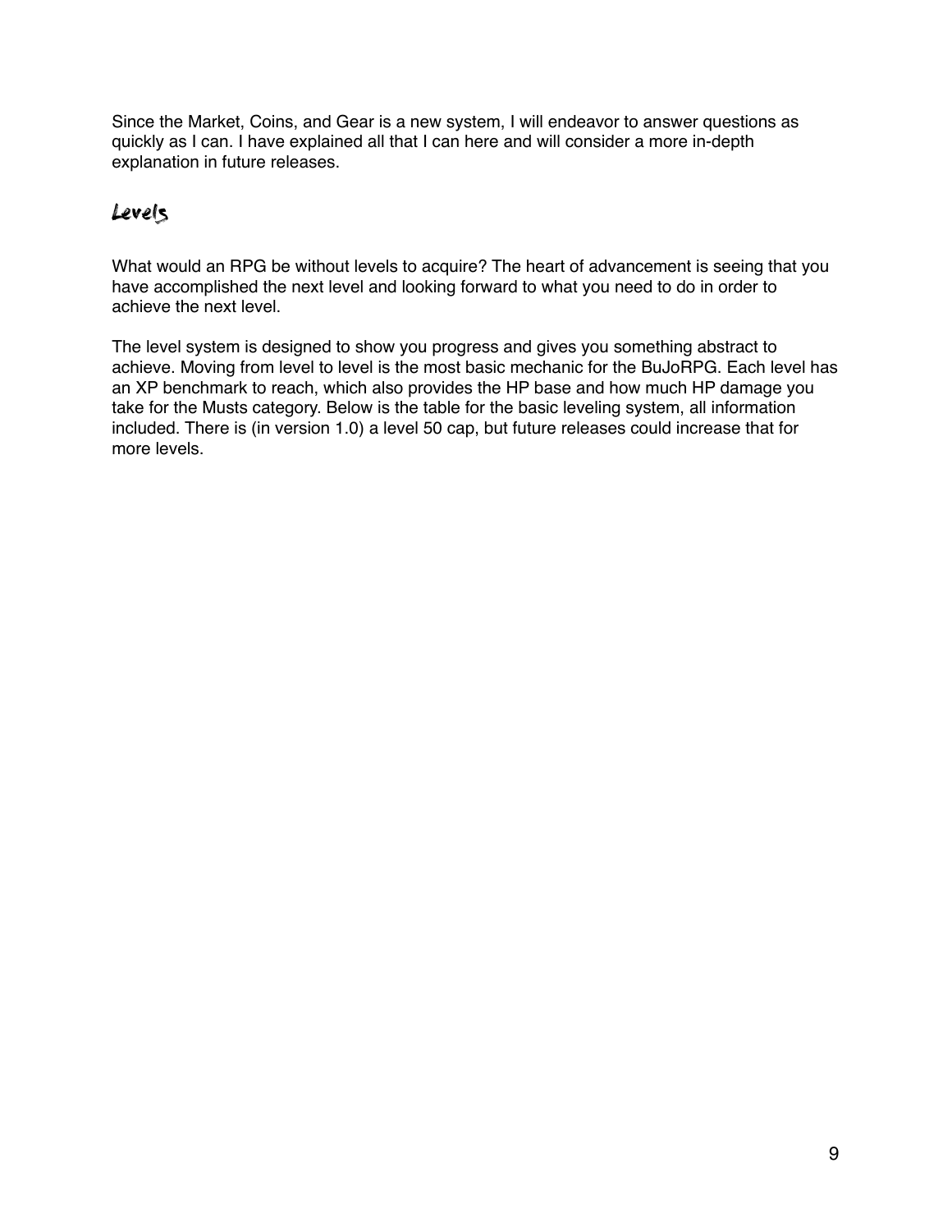Since the Market, Coins, and Gear is a new system, I will endeavor to answer questions as quickly as I can. I have explained all that I can here and will consider a more in-depth explanation in future releases.

## Levels

What would an RPG be without levels to acquire? The heart of advancement is seeing that you have accomplished the next level and looking forward to what you need to do in order to achieve the next level.

The level system is designed to show you progress and gives you something abstract to achieve. Moving from level to level is the most basic mechanic for the BuJoRPG. Each level has an XP benchmark to reach, which also provides the HP base and how much HP damage you take for the Musts category. Below is the table for the basic leveling system, all information included. There is (in version 1.0) a level 50 cap, but future releases could increase that for more levels.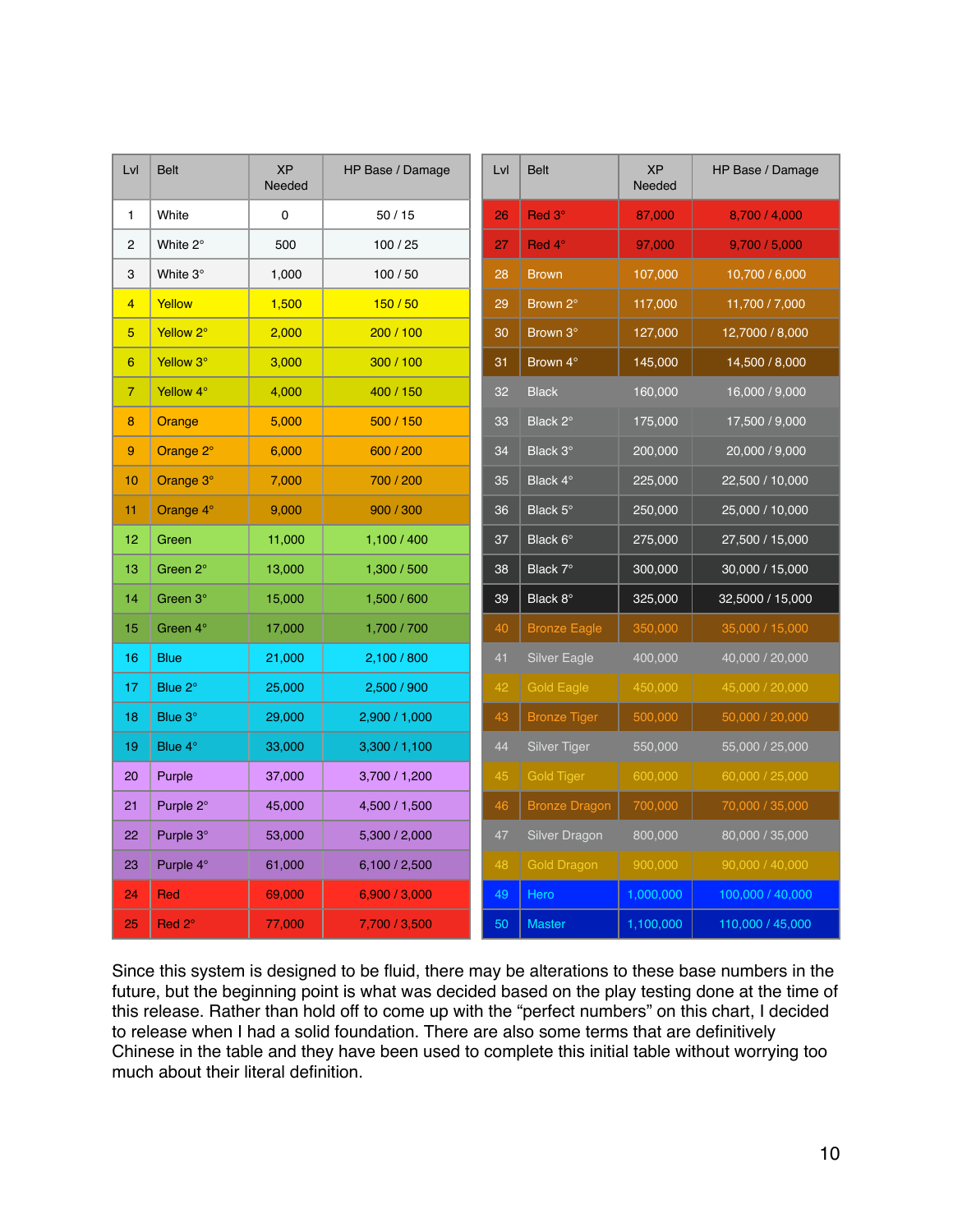| Lvl | Belt | XP Needed | HP Base / Damage |
|---|---|---|---|
| 1 | White | 0 | 50 / 15 |
| 2 | White 2° | 500 | 100 / 25 |
| 3 | White 3° | 1,000 | 100 / 50 |
| 4 | Yellow | 1,500 | 150 / 50 |
| 5 | Yellow 2° | 2,000 | 200 / 100 |
| 6 | Yellow 3° | 3,000 | 300 / 100 |
| 7 | Yellow 4° | 4,000 | 400 / 150 |
| 8 | Orange | 5,000 | 500 / 150 |
| 9 | Orange 2° | 6,000 | 600 / 200 |
| 10 | Orange 3° | 7,000 | 700 / 200 |
| 11 | Orange 4° | 9,000 | 900 / 300 |
| 12 | Green | 11,000 | 1,100 / 400 |
| 13 | Green 2° | 13,000 | 1,300 / 500 |
| 14 | Green 3° | 15,000 | 1,500 / 600 |
| 15 | Green 4° | 17,000 | 1,700 / 700 |
| 16 | Blue | 21,000 | 2,100 / 800 |
| 17 | Blue 2° | 25,000 | 2,500 / 900 |
| 18 | Blue 3° | 29,000 | 2,900 / 1,000 |
| 19 | Blue 4° | 33,000 | 3,300 / 1,100 |
| 20 | Purple | 37,000 | 3,700 / 1,200 |
| 21 | Purple 2° | 45,000 | 4,500 / 1,500 |
| 22 | Purple 3° | 53,000 | 5,300 / 2,000 |
| 23 | Purple 4° | 61,000 | 6,100 / 2,500 |
| 24 | Red | 69,000 | 6,900 / 3,000 |
| 25 | Red 2° | 77,000 | 7,700 / 3,500 |
| 26 | Red 3° | 87,000 | 8,700 / 4,000 |
| 27 | Red 4° | 97,000 | 9,700 / 5,000 |
| 28 | Brown | 107,000 | 10,700 / 6,000 |
| 29 | Brown 2° | 117,000 | 11,700 / 7,000 |
| 30 | Brown 3° | 127,000 | 12,7000 / 8,000 |
| 31 | Brown 4° | 145,000 | 14,500 / 8,000 |
| 32 | Black | 160,000 | 16,000 / 9,000 |
| 33 | Black 2° | 175,000 | 17,500 / 9,000 |
| 34 | Black 3° | 200,000 | 20,000 / 9,000 |
| 35 | Black 4° | 225,000 | 22,500 / 10,000 |
| 36 | Black 5° | 250,000 | 25,000 / 10,000 |
| 37 | Black 6° | 275,000 | 27,500 / 15,000 |
| 38 | Black 7° | 300,000 | 30,000 / 15,000 |
| 39 | Black 8° | 325,000 | 32,5000 / 15,000 |
| 40 | Bronze Eagle | 350,000 | 35,000 / 15,000 |
| 41 | Silver Eagle | 400,000 | 40,000 / 20,000 |
| 42 | Gold Eagle | 450,000 | 45,000 / 20,000 |
| 43 | Bronze Tiger | 500,000 | 50,000 / 20,000 |
| 44 | Silver Tiger | 550,000 | 55,000 / 25,000 |
| 45 | Gold Tiger | 600,000 | 60,000 / 25,000 |
| 46 | Bronze Dragon | 700,000 | 70,000 / 35,000 |
| 47 | Silver Dragon | 800,000 | 80,000 / 35,000 |
| 48 | Gold Dragon | 900,000 | 90,000 / 40,000 |
| 49 | Hero | 1,000,000 | 100,000 / 40,000 |
| 50 | Master | 1,100,000 | 110,000 / 45,000 |

Since this system is designed to be fluid, there may be alterations to these base numbers in the future, but the beginning point is what was decided based on the play testing done at the time of this release. Rather than hold off to come up with the "perfect numbers" on this chart, I decided to release when I had a solid foundation. There are also some terms that are definitively Chinese in the table and they have been used to complete this initial table without worrying too much about their literal definition.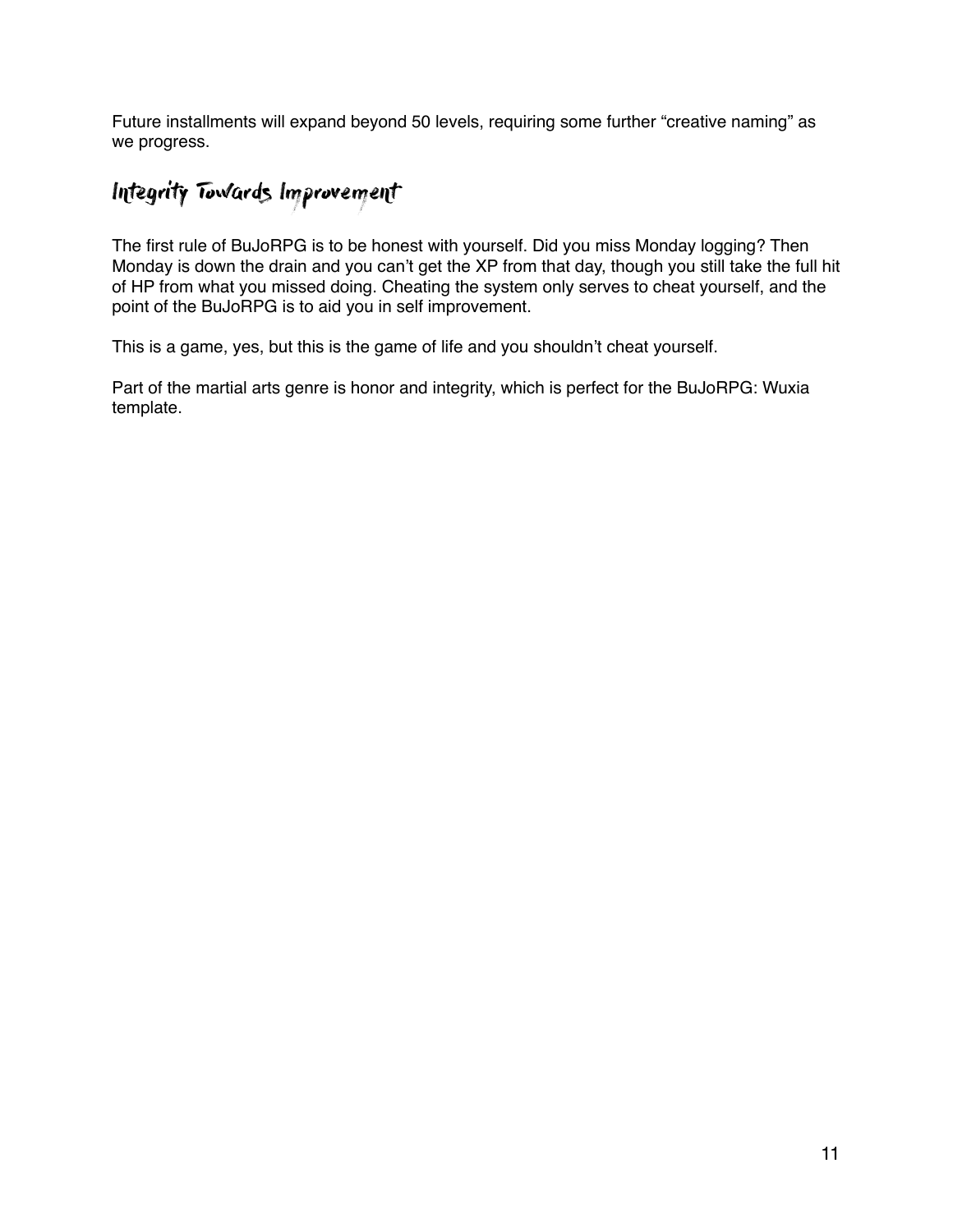Future installments will expand beyond 50 levels, requiring some further "creative naming" as we progress.

## Integrity Towards Improvement

The first rule of BuJoRPG is to be honest with yourself. Did you miss Monday logging? Then Monday is down the drain and you can't get the XP from that day, though you still take the full hit of HP from what you missed doing. Cheating the system only serves to cheat yourself, and the point of the BuJoRPG is to aid you in self improvement.

This is a game, yes, but this is the game of life and you shouldn't cheat yourself.

Part of the martial arts genre is honor and integrity, which is perfect for the BuJoRPG: Wuxia template.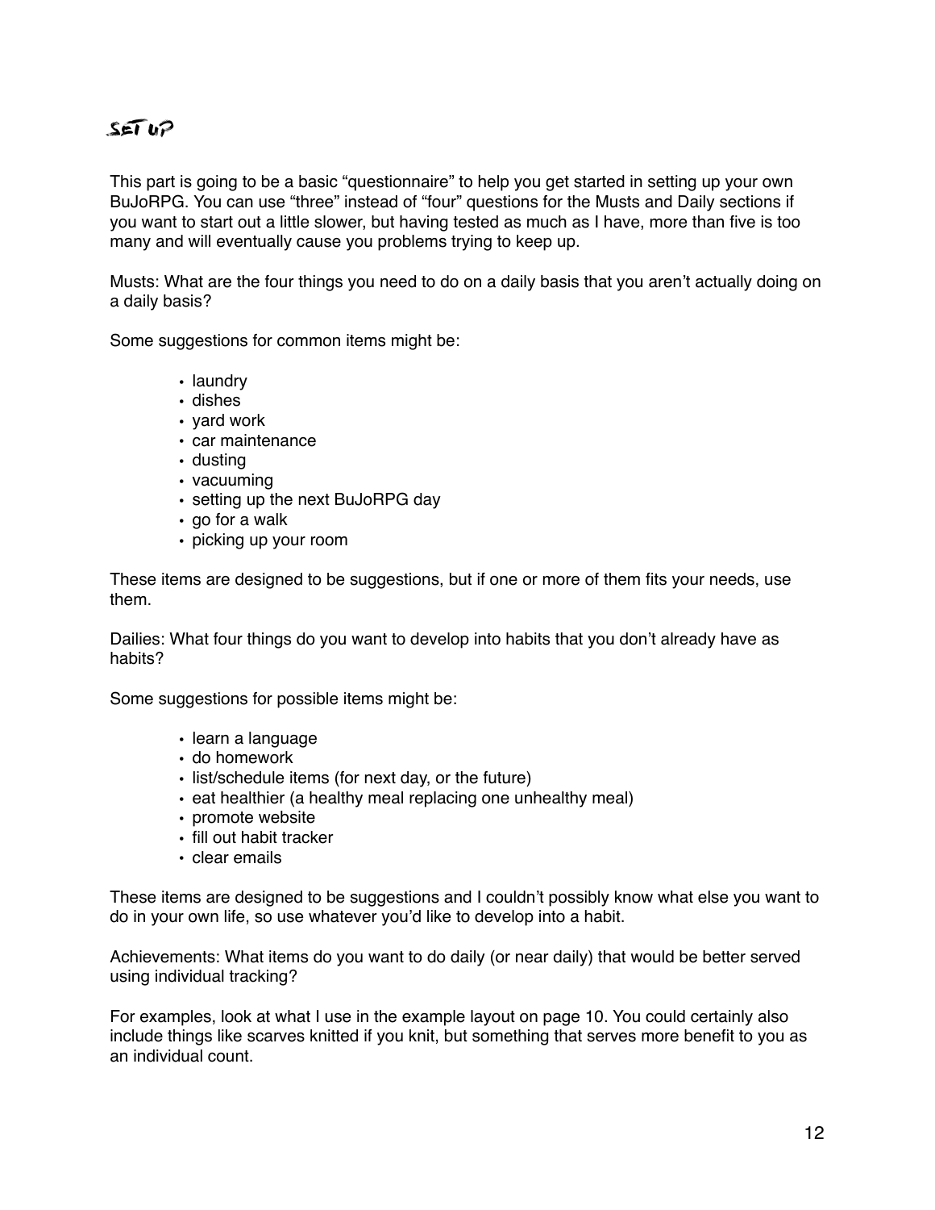## SET UP

This part is going to be a basic "questionnaire" to help you get started in setting up your own BuJoRPG. You can use "three" instead of "four" questions for the Musts and Daily sections if you want to start out a little slower, but having tested as much as I have, more than five is too many and will eventually cause you problems trying to keep up.

Musts: What are the four things you need to do on a daily basis that you aren't actually doing on a daily basis?

Some suggestions for common items might be:

- laundry
- dishes
- yard work
- car maintenance
- dusting
- vacuuming
- setting up the next BuJoRPG day
- go for a walk
- picking up your room

These items are designed to be suggestions, but if one or more of them fits your needs, use them.

Dailies: What four things do you want to develop into habits that you don't already have as habits?

Some suggestions for possible items might be:

- learn a language
- do homework
- list/schedule items (for next day, or the future)
- eat healthier (a healthy meal replacing one unhealthy meal)
- promote website
- fill out habit tracker
- clear emails

These items are designed to be suggestions and I couldn't possibly know what else you want to do in your own life, so use whatever you'd like to develop into a habit.

Achievements: What items do you want to do daily (or near daily) that would be better served using individual tracking?

For examples, look at what I use in the example layout on page 10. You could certainly also include things like scarves knitted if you knit, but something that serves more benefit to you as an individual count.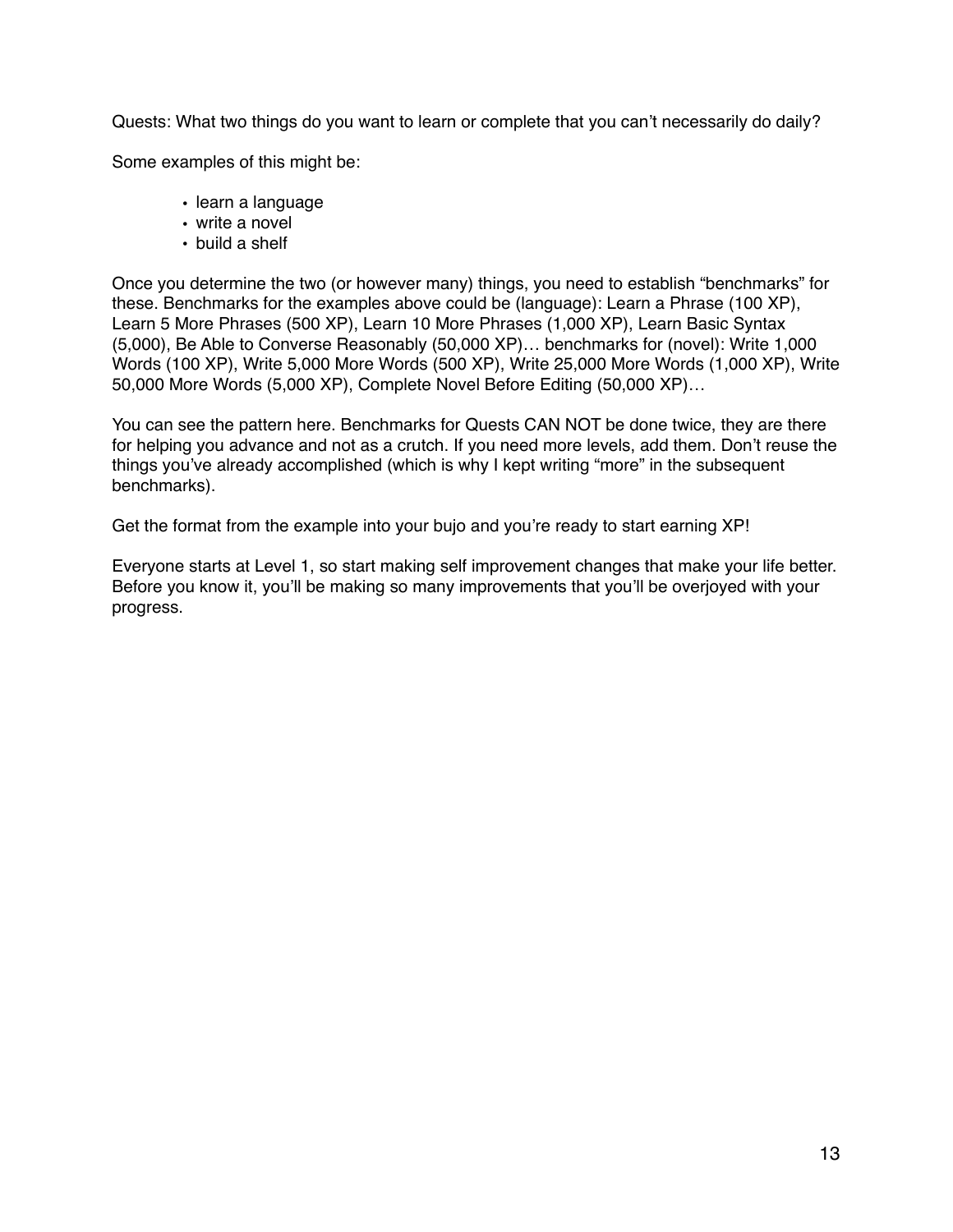Quests: What two things do you want to learn or complete that you can't necessarily do daily?

Some examples of this might be:

- learn a language
- write a novel
- build a shelf

Once you determine the two (or however many) things, you need to establish "benchmarks" for these. Benchmarks for the examples above could be (language): Learn a Phrase (100 XP), Learn 5 More Phrases (500 XP), Learn 10 More Phrases (1,000 XP), Learn Basic Syntax (5,000), Be Able to Converse Reasonably (50,000 XP)… benchmarks for (novel): Write 1,000 Words (100 XP), Write 5,000 More Words (500 XP), Write 25,000 More Words (1,000 XP), Write 50,000 More Words (5,000 XP), Complete Novel Before Editing (50,000 XP)…

You can see the pattern here. Benchmarks for Quests CAN NOT be done twice, they are there for helping you advance and not as a crutch. If you need more levels, add them. Don't reuse the things you've already accomplished (which is why I kept writing "more" in the subsequent benchmarks).

Get the format from the example into your bujo and you're ready to start earning XP!

Everyone starts at Level 1, so start making self improvement changes that make your life better. Before you know it, you'll be making so many improvements that you'll be overjoyed with your progress.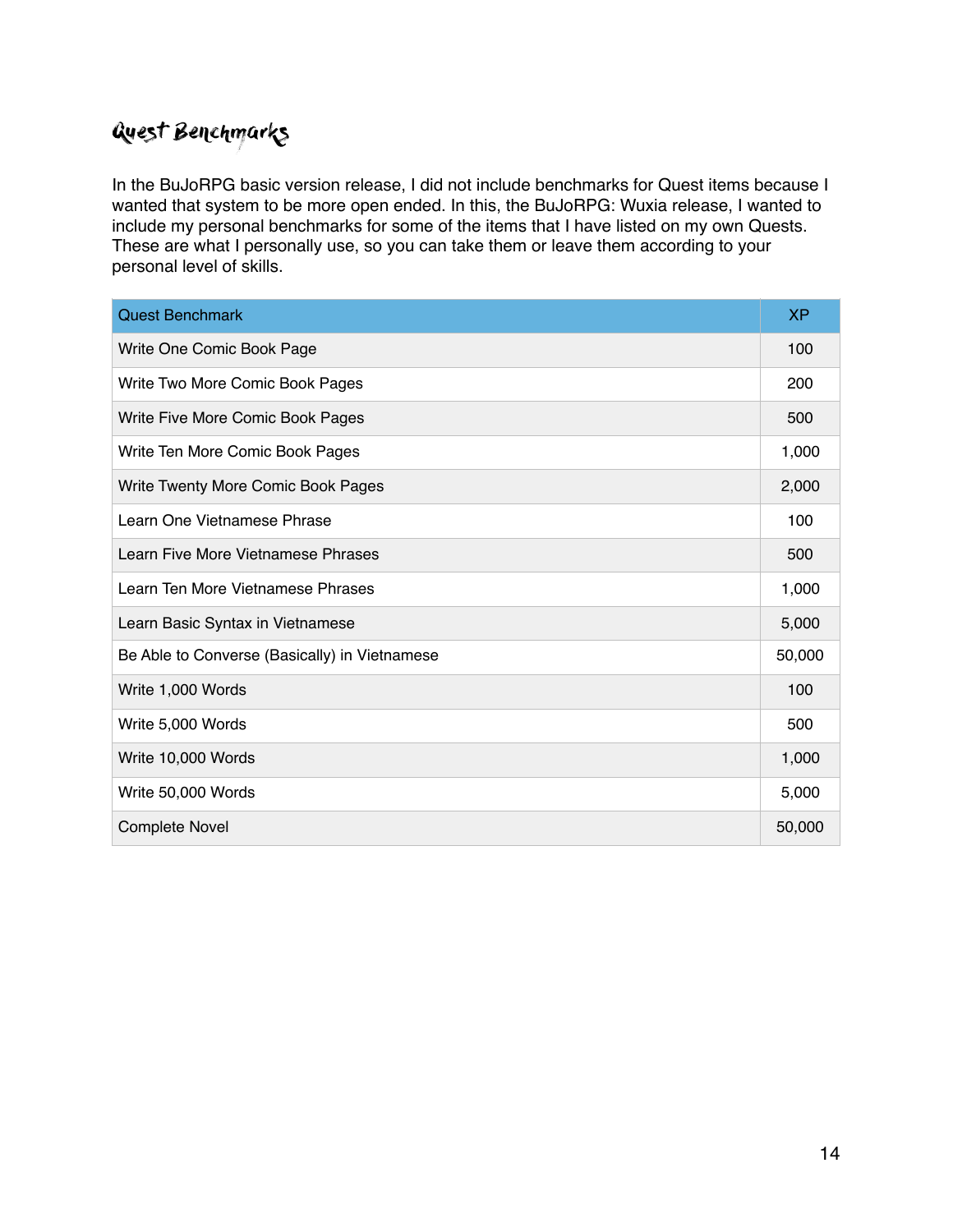## Quest Benchmarks

In the BuJoRPG basic version release, I did not include benchmarks for Quest items because I wanted that system to be more open ended. In this, the BuJoRPG: Wuxia release, I wanted to include my personal benchmarks for some of the items that I have listed on my own Quests. These are what I personally use, so you can take them or leave them according to your personal level of skills.

| Quest Benchmark | XP |
|---|---|
| Write One Comic Book Page | 100 |
| Write Two More Comic Book Pages | 200 |
| Write Five More Comic Book Pages | 500 |
| Write Ten More Comic Book Pages | 1,000 |
| Write Twenty More Comic Book Pages | 2,000 |
| Learn One Vietnamese Phrase | 100 |
| Learn Five More Vietnamese Phrases | 500 |
| Learn Ten More Vietnamese Phrases | 1,000 |
| Learn Basic Syntax in Vietnamese | 5,000 |
| Be Able to Converse (Basically) in Vietnamese | 50,000 |
| Write 1,000 Words | 100 |
| Write 5,000 Words | 500 |
| Write 10,000 Words | 1,000 |
| Write 50,000 Words | 5,000 |
| Complete Novel | 50,000 |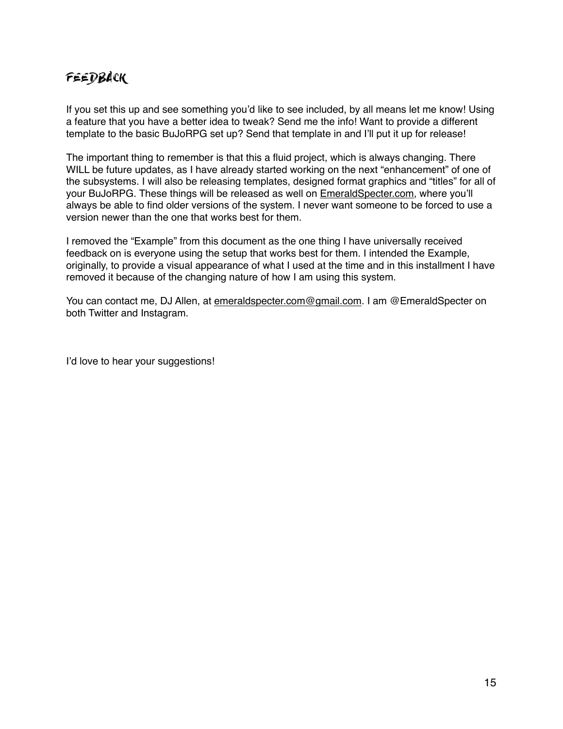# FEEDBACK

If you set this up and see something you'd like to see included, by all means let me know! Using a feature that you have a better idea to tweak? Send me the info! Want to provide a different template to the basic BuJoRPG set up? Send that template in and I'll put it up for release!

The important thing to remember is that this a fluid project, which is always changing. There WILL be future updates, as I have already started working on the next "enhancement" of one of the subsystems. I will also be releasing templates, designed format graphics and "titles" for all of your BuJoRPG. These things will be released as well on EmeraldSpecter.com, where you'll always be able to find older versions of the system. I never want someone to be forced to use a version newer than the one that works best for them.

I removed the "Example" from this document as the one thing I have universally received feedback on is everyone using the setup that works best for them. I intended the Example, originally, to provide a visual appearance of what I used at the time and in this installment I have removed it because of the changing nature of how I am using this system.

You can contact me, DJ Allen, at emeraldspecter.com@gmail.com. I am @EmeraldSpecter on both Twitter and Instagram.

I'd love to hear your suggestions!